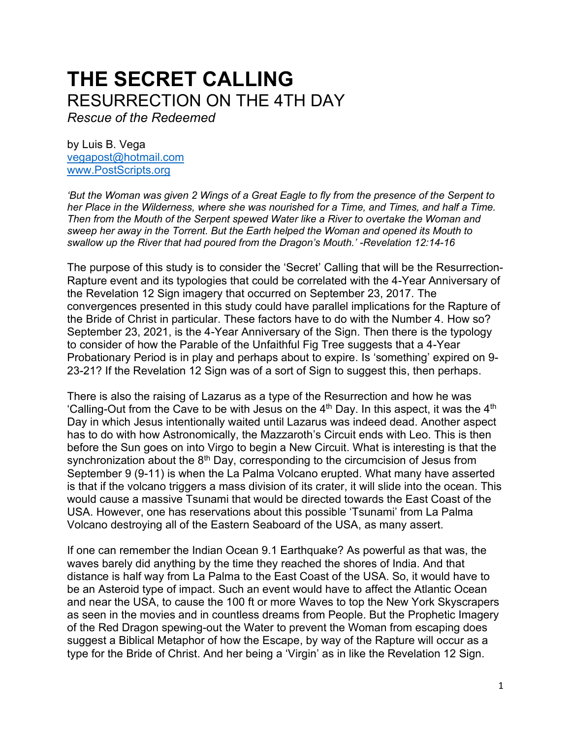# THE SECRET CALLING

## RESURRECTION ON THE 4TH DAY

*Rescue of the Redeemed*

by Luis B. Vega
vegapost@hotmail.com
www.PostScripts.org

*'But the Woman was given 2 Wings of a Great Eagle to fly from the presence of the Serpent to her Place in the Wilderness, where she was nourished for a Time, and Times, and half a Time. Then from the Mouth of the Serpent spewed Water like a River to overtake the Woman and sweep her away in the Torrent. But the Earth helped the Woman and opened its Mouth to swallow up the River that had poured from the Dragon's Mouth.' -Revelation 12:14-16*

The purpose of this study is to consider the 'Secret' Calling that will be the Resurrection-Rapture event and its typologies that could be correlated with the 4-Year Anniversary of the Revelation 12 Sign imagery that occurred on September 23, 2017. The convergences presented in this study could have parallel implications for the Rapture of the Bride of Christ in particular. These factors have to do with the Number 4. How so? September 23, 2021, is the 4-Year Anniversary of the Sign. Then there is the typology to consider of how the Parable of the Unfaithful Fig Tree suggests that a 4-Year Probationary Period is in play and perhaps about to expire. Is 'something' expired on 9-23-21? If the Revelation 12 Sign was of a sort of Sign to suggest this, then perhaps.

There is also the raising of Lazarus as a type of the Resurrection and how he was 'Calling-Out from the Cave to be with Jesus on the 4th Day. In this aspect, it was the 4th Day in which Jesus intentionally waited until Lazarus was indeed dead. Another aspect has to do with how Astronomically, the Mazzaroth's Circuit ends with Leo. This is then before the Sun goes on into Virgo to begin a New Circuit. What is interesting is that the synchronization about the 8th Day, corresponding to the circumcision of Jesus from September 9 (9-11) is when the La Palma Volcano erupted. What many have asserted is that if the volcano triggers a mass division of its crater, it will slide into the ocean. This would cause a massive Tsunami that would be directed towards the East Coast of the USA. However, one has reservations about this possible 'Tsunami' from La Palma Volcano destroying all of the Eastern Seaboard of the USA, as many assert.

If one can remember the Indian Ocean 9.1 Earthquake? As powerful as that was, the waves barely did anything by the time they reached the shores of India. And that distance is half way from La Palma to the East Coast of the USA. So, it would have to be an Asteroid type of impact. Such an event would have to affect the Atlantic Ocean and near the USA, to cause the 100 ft or more Waves to top the New York Skyscrapers as seen in the movies and in countless dreams from People. But the Prophetic Imagery of the Red Dragon spewing-out the Water to prevent the Woman from escaping does suggest a Biblical Metaphor of how the Escape, by way of the Rapture will occur as a type for the Bride of Christ. And her being a 'Virgin' as in like the Revelation 12 Sign.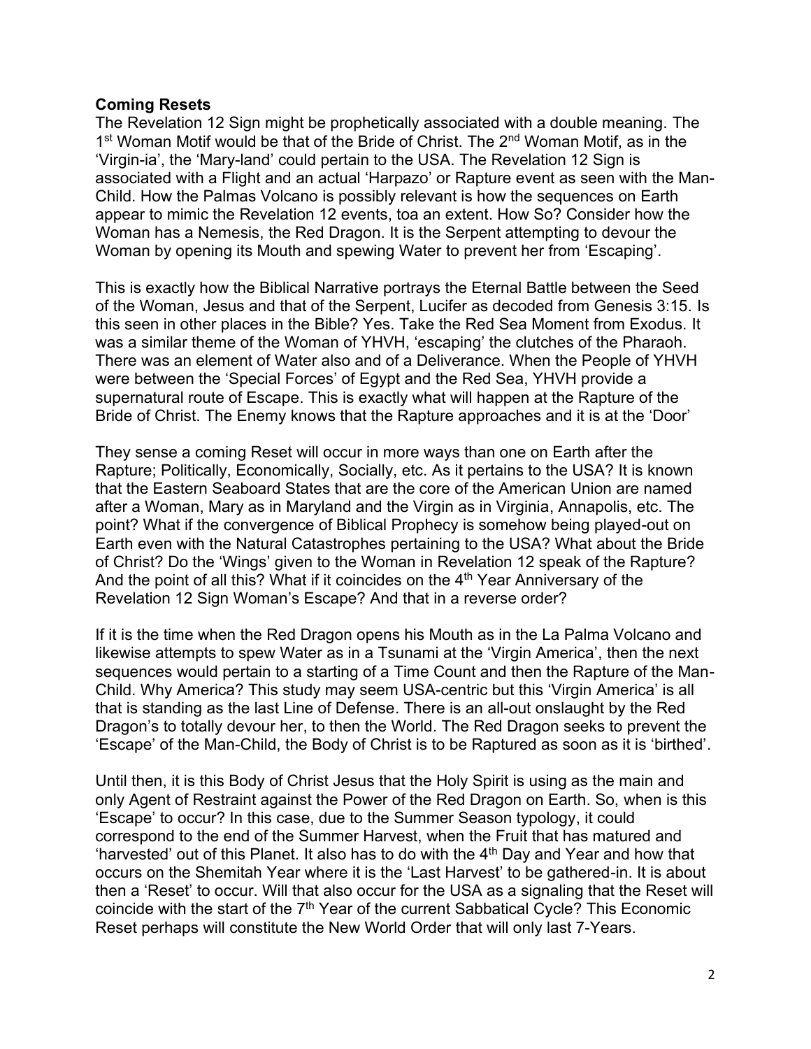**Coming Resets**

The Revelation 12 Sign might be prophetically associated with a double meaning. The 1st Woman Motif would be that of the Bride of Christ. The 2nd Woman Motif, as in the 'Virgin-ia', the 'Mary-land' could pertain to the USA. The Revelation 12 Sign is associated with a Flight and an actual 'Harpazo' or Rapture event as seen with the Man-Child. How the Palmas Volcano is possibly relevant is how the sequences on Earth appear to mimic the Revelation 12 events, toa an extent. How So? Consider how the Woman has a Nemesis, the Red Dragon. It is the Serpent attempting to devour the Woman by opening its Mouth and spewing Water to prevent her from 'Escaping'.

This is exactly how the Biblical Narrative portrays the Eternal Battle between the Seed of the Woman, Jesus and that of the Serpent, Lucifer as decoded from Genesis 3:15. Is this seen in other places in the Bible? Yes. Take the Red Sea Moment from Exodus. It was a similar theme of the Woman of YHVH, 'escaping' the clutches of the Pharaoh. There was an element of Water also and of a Deliverance. When the People of YHVH were between the 'Special Forces' of Egypt and the Red Sea, YHVH provide a supernatural route of Escape. This is exactly what will happen at the Rapture of the Bride of Christ. The Enemy knows that the Rapture approaches and it is at the 'Door'

They sense a coming Reset will occur in more ways than one on Earth after the Rapture; Politically, Economically, Socially, etc. As it pertains to the USA? It is known that the Eastern Seaboard States that are the core of the American Union are named after a Woman, Mary as in Maryland and the Virgin as in Virginia, Annapolis, etc. The point? What if the convergence of Biblical Prophecy is somehow being played-out on Earth even with the Natural Catastrophes pertaining to the USA? What about the Bride of Christ? Do the 'Wings' given to the Woman in Revelation 12 speak of the Rapture? And the point of all this? What if it coincides on the 4th Year Anniversary of the Revelation 12 Sign Woman's Escape? And that in a reverse order?

If it is the time when the Red Dragon opens his Mouth as in the La Palma Volcano and likewise attempts to spew Water as in a Tsunami at the 'Virgin America', then the next sequences would pertain to a starting of a Time Count and then the Rapture of the Man-Child. Why America? This study may seem USA-centric but this 'Virgin America' is all that is standing as the last Line of Defense. There is an all-out onslaught by the Red Dragon's to totally devour her, to then the World. The Red Dragon seeks to prevent the 'Escape' of the Man-Child, the Body of Christ is to be Raptured as soon as it is 'birthed'.

Until then, it is this Body of Christ Jesus that the Holy Spirit is using as the main and only Agent of Restraint against the Power of the Red Dragon on Earth. So, when is this 'Escape' to occur? In this case, due to the Summer Season typology, it could correspond to the end of the Summer Harvest, when the Fruit that has matured and 'harvested' out of this Planet. It also has to do with the 4th Day and Year and how that occurs on the Shemitah Year where it is the 'Last Harvest' to be gathered-in. It is about then a 'Reset' to occur. Will that also occur for the USA as a signaling that the Reset will coincide with the start of the 7th Year of the current Sabbatical Cycle? This Economic Reset perhaps will constitute the New World Order that will only last 7-Years.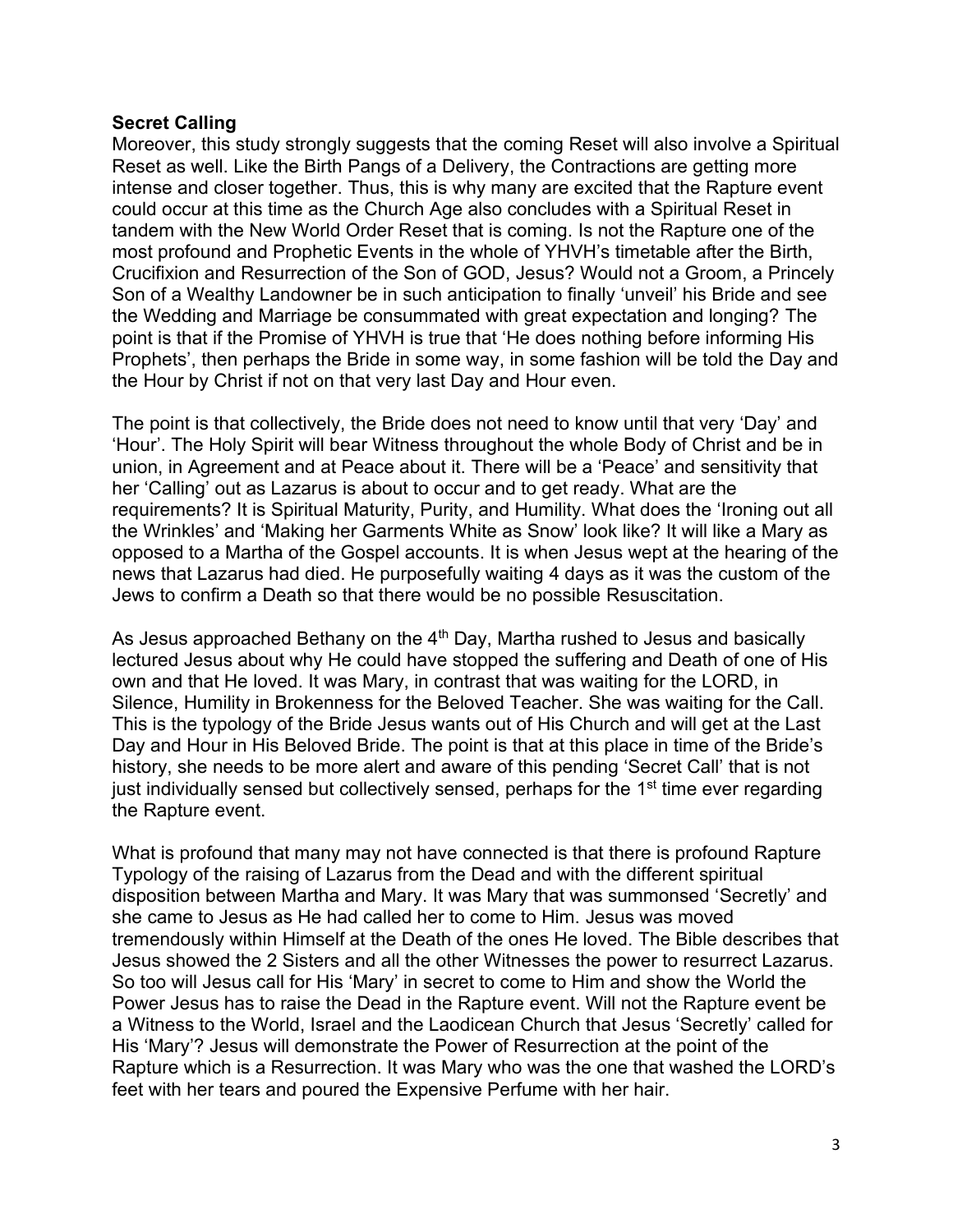**Secret Calling**

Moreover, this study strongly suggests that the coming Reset will also involve a Spiritual Reset as well. Like the Birth Pangs of a Delivery, the Contractions are getting more intense and closer together. Thus, this is why many are excited that the Rapture event could occur at this time as the Church Age also concludes with a Spiritual Reset in tandem with the New World Order Reset that is coming. Is not the Rapture one of the most profound and Prophetic Events in the whole of YHVH's timetable after the Birth, Crucifixion and Resurrection of the Son of GOD, Jesus? Would not a Groom, a Princely Son of a Wealthy Landowner be in such anticipation to finally 'unveil' his Bride and see the Wedding and Marriage be consummated with great expectation and longing? The point is that if the Promise of YHVH is true that 'He does nothing before informing His Prophets', then perhaps the Bride in some way, in some fashion will be told the Day and the Hour by Christ if not on that very last Day and Hour even.

The point is that collectively, the Bride does not need to know until that very 'Day' and 'Hour'. The Holy Spirit will bear Witness throughout the whole Body of Christ and be in union, in Agreement and at Peace about it. There will be a 'Peace' and sensitivity that her 'Calling' out as Lazarus is about to occur and to get ready. What are the requirements? It is Spiritual Maturity, Purity, and Humility. What does the 'Ironing out all the Wrinkles' and 'Making her Garments White as Snow' look like? It will like a Mary as opposed to a Martha of the Gospel accounts. It is when Jesus wept at the hearing of the news that Lazarus had died. He purposefully waiting 4 days as it was the custom of the Jews to confirm a Death so that there would be no possible Resuscitation.

As Jesus approached Bethany on the 4th Day, Martha rushed to Jesus and basically lectured Jesus about why He could have stopped the suffering and Death of one of His own and that He loved. It was Mary, in contrast that was waiting for the LORD, in Silence, Humility in Brokenness for the Beloved Teacher. She was waiting for the Call. This is the typology of the Bride Jesus wants out of His Church and will get at the Last Day and Hour in His Beloved Bride. The point is that at this place in time of the Bride's history, she needs to be more alert and aware of this pending 'Secret Call' that is not just individually sensed but collectively sensed, perhaps for the 1st time ever regarding the Rapture event.

What is profound that many may not have connected is that there is profound Rapture Typology of the raising of Lazarus from the Dead and with the different spiritual disposition between Martha and Mary. It was Mary that was summonsed 'Secretly' and she came to Jesus as He had called her to come to Him. Jesus was moved tremendously within Himself at the Death of the ones He loved. The Bible describes that Jesus showed the 2 Sisters and all the other Witnesses the power to resurrect Lazarus. So too will Jesus call for His 'Mary' in secret to come to Him and show the World the Power Jesus has to raise the Dead in the Rapture event. Will not the Rapture event be a Witness to the World, Israel and the Laodicean Church that Jesus 'Secretly' called for His 'Mary'? Jesus will demonstrate the Power of Resurrection at the point of the Rapture which is a Resurrection. It was Mary who was the one that washed the LORD's feet with her tears and poured the Expensive Perfume with her hair.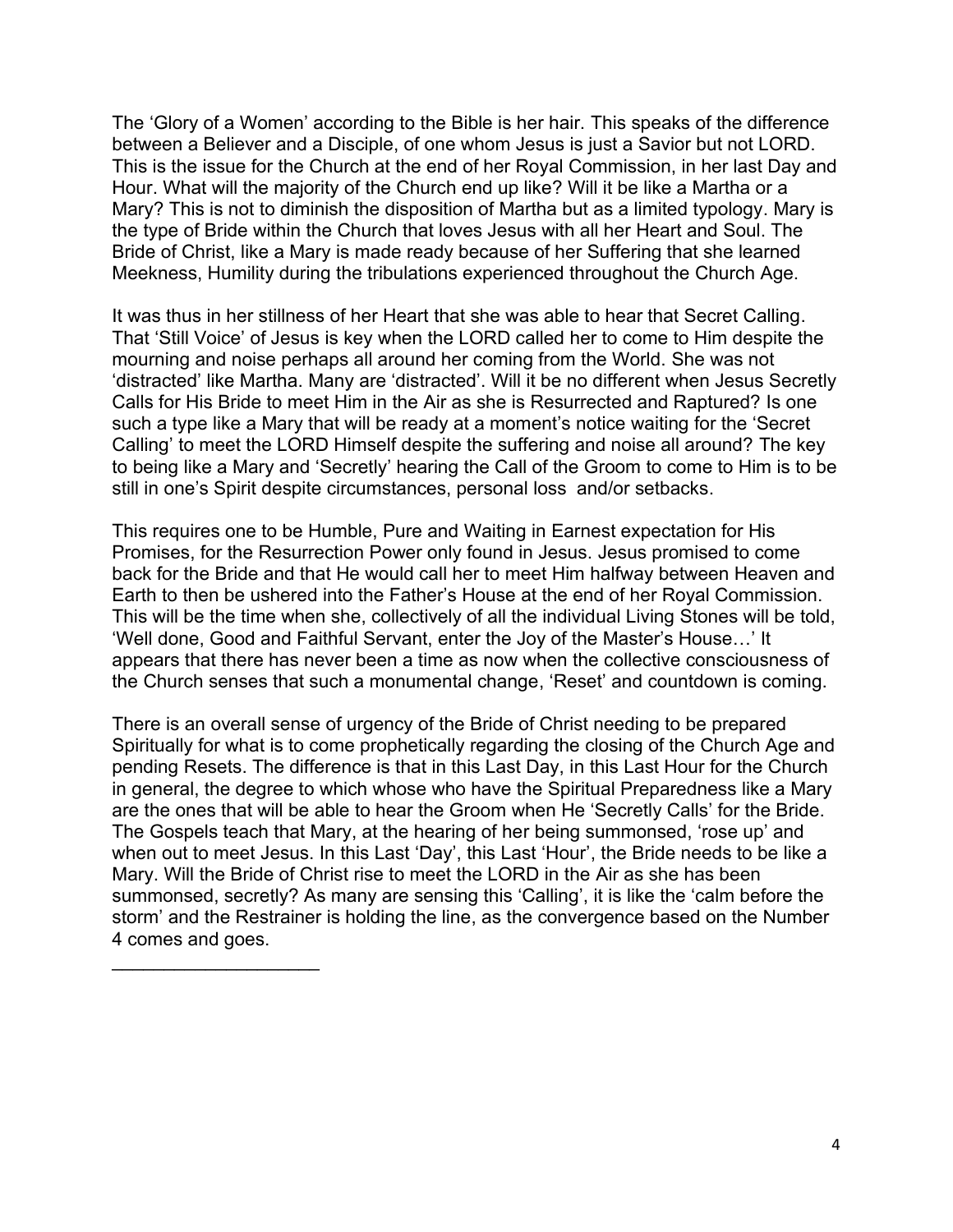The 'Glory of a Women' according to the Bible is her hair. This speaks of the difference between a Believer and a Disciple, of one whom Jesus is just a Savior but not LORD. This is the issue for the Church at the end of her Royal Commission, in her last Day and Hour. What will the majority of the Church end up like? Will it be like a Martha or a Mary? This is not to diminish the disposition of Martha but as a limited typology. Mary is the type of Bride within the Church that loves Jesus with all her Heart and Soul. The Bride of Christ, like a Mary is made ready because of her Suffering that she learned Meekness, Humility during the tribulations experienced throughout the Church Age.

It was thus in her stillness of her Heart that she was able to hear that Secret Calling. That 'Still Voice' of Jesus is key when the LORD called her to come to Him despite the mourning and noise perhaps all around her coming from the World. She was not 'distracted' like Martha. Many are 'distracted'. Will it be no different when Jesus Secretly Calls for His Bride to meet Him in the Air as she is Resurrected and Raptured? Is one such a type like a Mary that will be ready at a moment's notice waiting for the 'Secret Calling' to meet the LORD Himself despite the suffering and noise all around? The key to being like a Mary and 'Secretly' hearing the Call of the Groom to come to Him is to be still in one's Spirit despite circumstances, personal loss  and/or setbacks.

This requires one to be Humble, Pure and Waiting in Earnest expectation for His Promises, for the Resurrection Power only found in Jesus. Jesus promised to come back for the Bride and that He would call her to meet Him halfway between Heaven and Earth to then be ushered into the Father's House at the end of her Royal Commission. This will be the time when she, collectively of all the individual Living Stones will be told, 'Well done, Good and Faithful Servant, enter the Joy of the Master's House…' It appears that there has never been a time as now when the collective consciousness of the Church senses that such a monumental change, 'Reset' and countdown is coming.

There is an overall sense of urgency of the Bride of Christ needing to be prepared Spiritually for what is to come prophetically regarding the closing of the Church Age and pending Resets. The difference is that in this Last Day, in this Last Hour for the Church in general, the degree to which whose who have the Spiritual Preparedness like a Mary are the ones that will be able to hear the Groom when He 'Secretly Calls' for the Bride. The Gospels teach that Mary, at the hearing of her being summonsed, 'rose up' and when out to meet Jesus. In this Last 'Day', this Last 'Hour', the Bride needs to be like a Mary. Will the Bride of Christ rise to meet the LORD in the Air as she has been summonsed, secretly? As many are sensing this 'Calling', it is like the 'calm before the storm' and the Restrainer is holding the line, as the convergence based on the Number 4 comes and goes.

\_\_\_\_\_\_\_\_\_\_\_\_\_\_\_\_\_\_\_\_